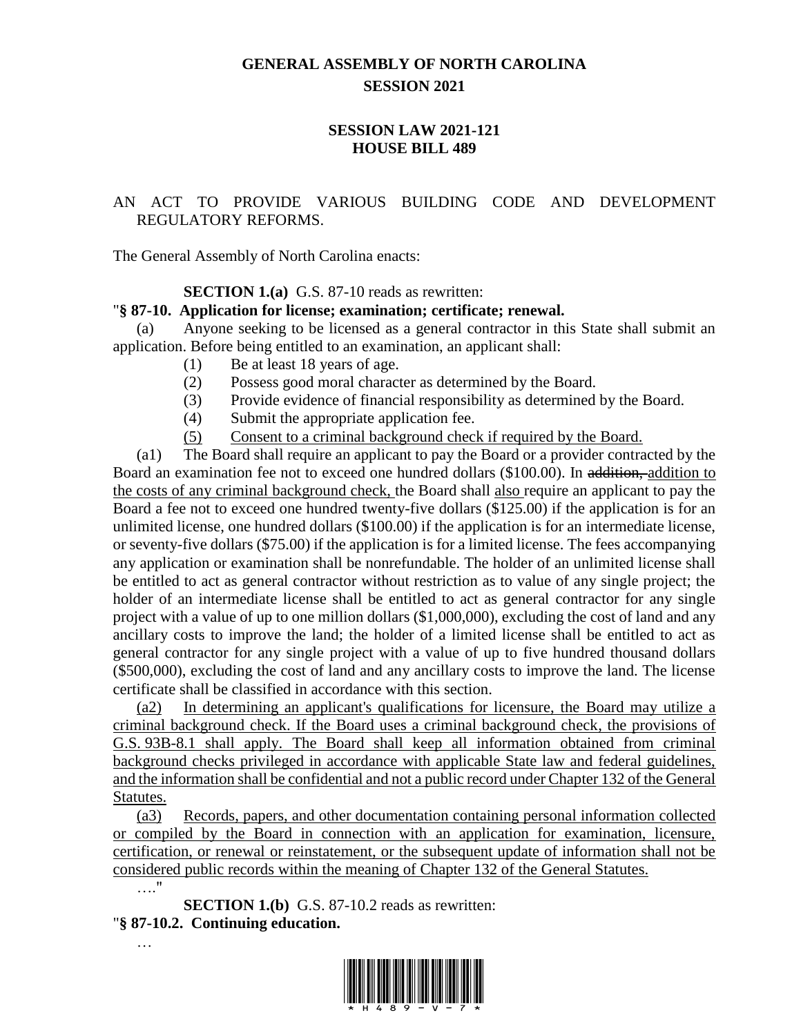# GENERAL ASSEMBLY OF NORTH CAROLINA
## SESSION 2021

## SESSION LAW 2021-121
## HOUSE BILL 489

AN ACT TO PROVIDE VARIOUS BUILDING CODE AND DEVELOPMENT REGULATORY REFORMS.

The General Assembly of North Carolina enacts:

**SECTION 1.(a)** G.S. 87-10 reads as rewritten:

"**§ 87-10. Application for license; examination; certificate; renewal.**

(a) Anyone seeking to be licensed as a general contractor in this State shall submit an application. Before being entitled to an examination, an applicant shall:

(1) Be at least 18 years of age.

(2) Possess good moral character as determined by the Board.

(3) Provide evidence of financial responsibility as determined by the Board.

(4) Submit the appropriate application fee.

<u>(5) Consent to a criminal background check if required by the Board.</u>

(a1) The Board shall require an applicant to pay the Board or a provider contracted by the Board an examination fee not to exceed one hundred dollars ($100.00). In ~~addition,~~ <u>addition to the costs of any criminal background check,</u> the Board shall <u>also</u> require an applicant to pay the Board a fee not to exceed one hundred twenty-five dollars ($125.00) if the application is for an unlimited license, one hundred dollars ($100.00) if the application is for an intermediate license, or seventy-five dollars ($75.00) if the application is for a limited license. The fees accompanying any application or examination shall be nonrefundable. The holder of an unlimited license shall be entitled to act as general contractor without restriction as to value of any single project; the holder of an intermediate license shall be entitled to act as general contractor for any single project with a value of up to one million dollars ($1,000,000), excluding the cost of land and any ancillary costs to improve the land; the holder of a limited license shall be entitled to act as general contractor for any single project with a value of up to five hundred thousand dollars ($500,000), excluding the cost of land and any ancillary costs to improve the land. The license certificate shall be classified in accordance with this section.

<u>(a2) In determining an applicant's qualifications for licensure, the Board may utilize a criminal background check. If the Board uses a criminal background check, the provisions of G.S. 93B-8.1 shall apply. The Board shall keep all information obtained from criminal background checks privileged in accordance with applicable State law and federal guidelines, and the information shall be confidential and not a public record under Chapter 132 of the General Statutes.</u>

<u>(a3) Records, papers, and other documentation containing personal information collected or compiled by the Board in connection with an application for examination, licensure, certification, or renewal or reinstatement, or the subsequent update of information shall not be considered public records within the meaning of Chapter 132 of the General Statutes.</u>

…."

**SECTION 1.(b)** G.S. 87-10.2 reads as rewritten:

"**§ 87-10.2. Continuing education.**

…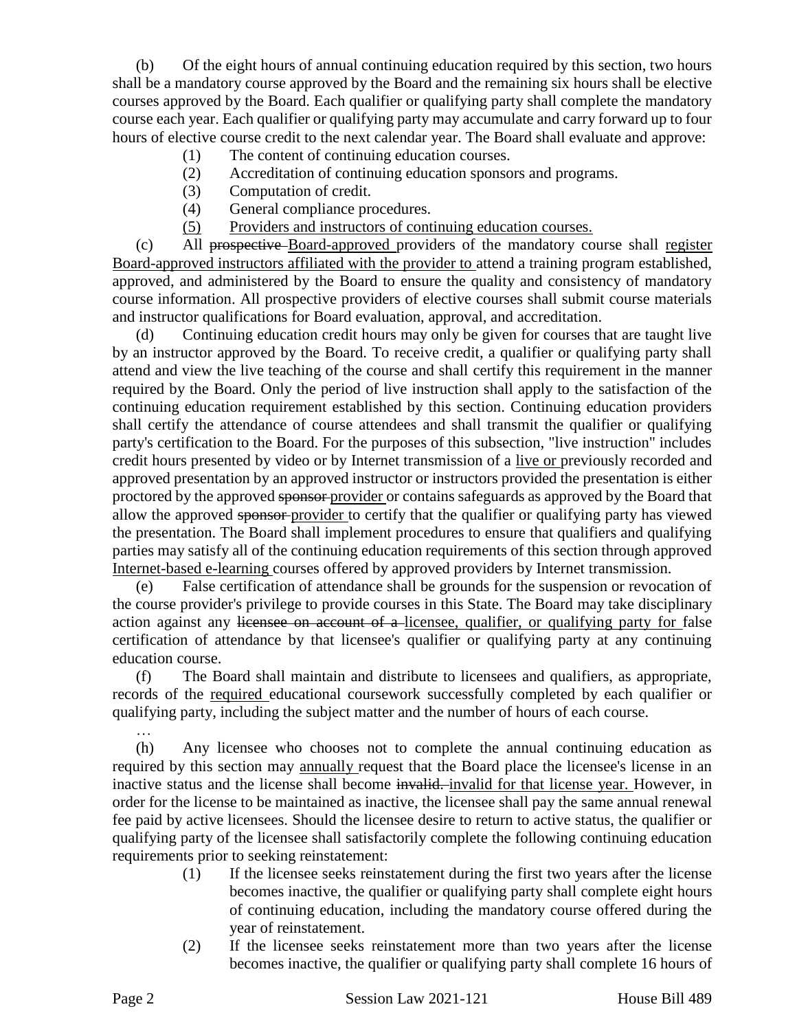(b) Of the eight hours of annual continuing education required by this section, two hours shall be a mandatory course approved by the Board and the remaining six hours shall be elective courses approved by the Board. Each qualifier or qualifying party shall complete the mandatory course each year. Each qualifier or qualifying party may accumulate and carry forward up to four hours of elective course credit to the next calendar year. The Board shall evaluate and approve:

- (1) The content of continuing education courses.
- (2) Accreditation of continuing education sponsors and programs.
- (3) Computation of credit.
- (4) General compliance procedures.
- <u>(5) Providers and instructors of continuing education courses.</u>

(c) All ~~prospective~~ <u>Board-approved</u> providers of the mandatory course shall <u>register Board-approved instructors affiliated with the provider to</u> attend a training program established, approved, and administered by the Board to ensure the quality and consistency of mandatory course information. All prospective providers of elective courses shall submit course materials and instructor qualifications for Board evaluation, approval, and accreditation.

(d) Continuing education credit hours may only be given for courses that are taught live by an instructor approved by the Board. To receive credit, a qualifier or qualifying party shall attend and view the live teaching of the course and shall certify this requirement in the manner required by the Board. Only the period of live instruction shall apply to the satisfaction of the continuing education requirement established by this section. Continuing education providers shall certify the attendance of course attendees and shall transmit the qualifier or qualifying party's certification to the Board. For the purposes of this subsection, "live instruction" includes credit hours presented by video or by Internet transmission of a <u>live or</u> previously recorded and approved presentation by an approved instructor or instructors provided the presentation is either proctored by the approved ~~sponsor~~ <u>provider</u> or contains safeguards as approved by the Board that allow the approved ~~sponsor~~ <u>provider</u> to certify that the qualifier or qualifying party has viewed the presentation. The Board shall implement procedures to ensure that qualifiers and qualifying parties may satisfy all of the continuing education requirements of this section through approved <u>Internet-based e-learning</u> courses offered by approved providers by Internet transmission.

(e) False certification of attendance shall be grounds for the suspension or revocation of the course provider's privilege to provide courses in this State. The Board may take disciplinary action against any ~~licensee on account of a~~ <u>licensee, qualifier, or qualifying party for</u> false certification of attendance by that licensee's qualifier or qualifying party at any continuing education course.

(f) The Board shall maintain and distribute to licensees and qualifiers, as appropriate, records of the <u>required</u> educational coursework successfully completed by each qualifier or qualifying party, including the subject matter and the number of hours of each course.

…

(h) Any licensee who chooses not to complete the annual continuing education as required by this section may <u>annually</u> request that the Board place the licensee's license in an inactive status and the license shall become ~~invalid.~~ <u>invalid for that license year.</u> However, in order for the license to be maintained as inactive, the licensee shall pay the same annual renewal fee paid by active licensees. Should the licensee desire to return to active status, the qualifier or qualifying party of the licensee shall satisfactorily complete the following continuing education requirements prior to seeking reinstatement:

- (1) If the licensee seeks reinstatement during the first two years after the license becomes inactive, the qualifier or qualifying party shall complete eight hours of continuing education, including the mandatory course offered during the year of reinstatement.
- (2) If the licensee seeks reinstatement more than two years after the license becomes inactive, the qualifier or qualifying party shall complete 16 hours of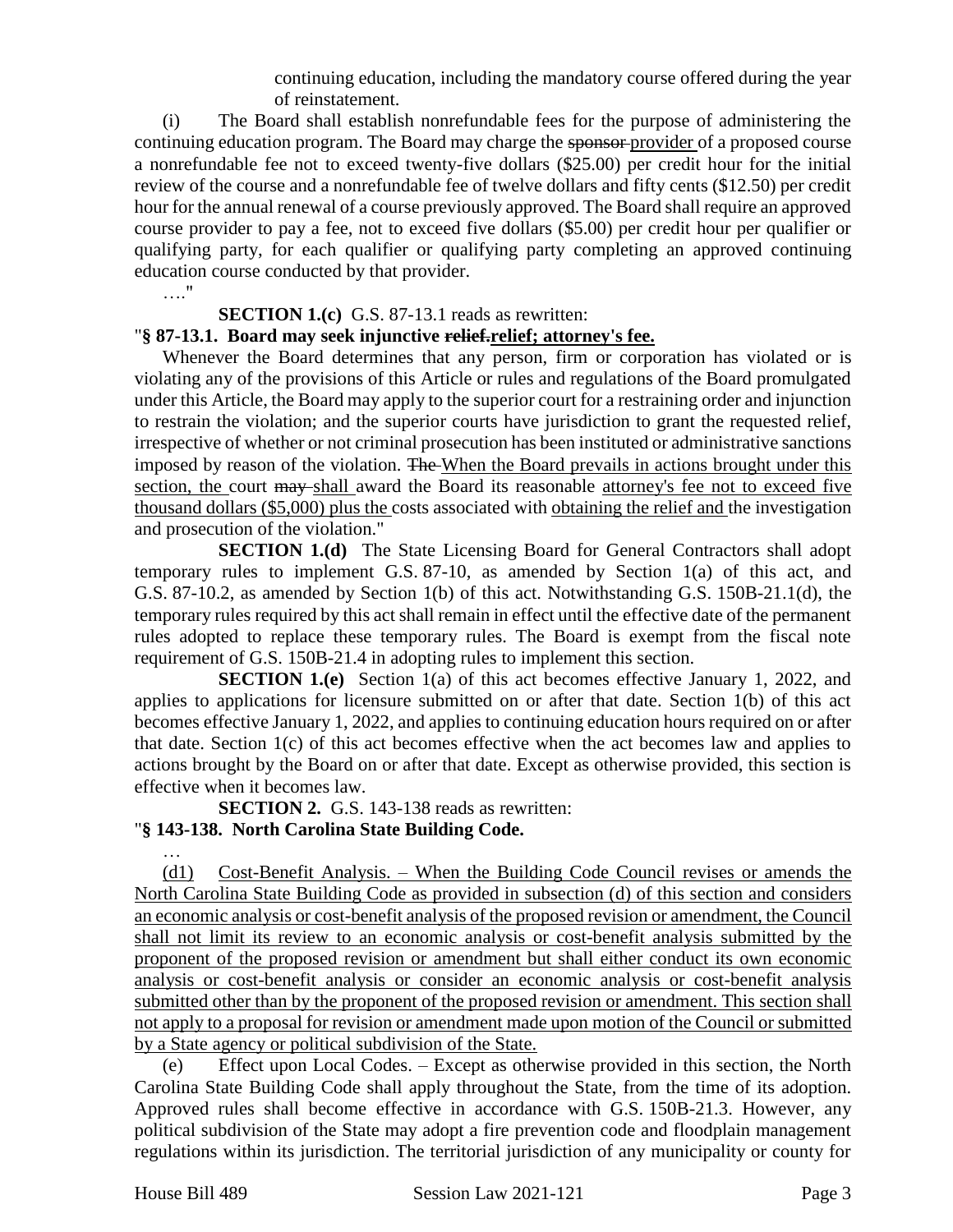continuing education, including the mandatory course offered during the year of reinstatement.

(i) The Board shall establish nonrefundable fees for the purpose of administering the continuing education program. The Board may charge the ~~sponsor~~ provider of a proposed course a nonrefundable fee not to exceed twenty-five dollars ($25.00) per credit hour for the initial review of the course and a nonrefundable fee of twelve dollars and fifty cents ($12.50) per credit hour for the annual renewal of a course previously approved. The Board shall require an approved course provider to pay a fee, not to exceed five dollars ($5.00) per credit hour per qualifier or qualifying party, for each qualifier or qualifying party completing an approved continuing education course conducted by that provider.

…."

**SECTION 1.(c)** G.S. 87-13.1 reads as rewritten:

"**§ 87-13.1. Board may seek injunctive ~~relief.~~relief; attorney's fee.**

Whenever the Board determines that any person, firm or corporation has violated or is violating any of the provisions of this Article or rules and regulations of the Board promulgated under this Article, the Board may apply to the superior court for a restraining order and injunction to restrain the violation; and the superior courts have jurisdiction to grant the requested relief, irrespective of whether or not criminal prosecution has been instituted or administrative sanctions imposed by reason of the violation. ~~The~~ When the Board prevails in actions brought under this section, the court ~~may~~ shall award the Board its reasonable attorney's fee not to exceed five thousand dollars ($5,000) plus the costs associated with obtaining the relief and the investigation and prosecution of the violation."

**SECTION 1.(d)** The State Licensing Board for General Contractors shall adopt temporary rules to implement G.S. 87-10, as amended by Section 1(a) of this act, and G.S. 87-10.2, as amended by Section 1(b) of this act. Notwithstanding G.S. 150B-21.1(d), the temporary rules required by this act shall remain in effect until the effective date of the permanent rules adopted to replace these temporary rules. The Board is exempt from the fiscal note requirement of G.S. 150B-21.4 in adopting rules to implement this section.

**SECTION 1.(e)** Section 1(a) of this act becomes effective January 1, 2022, and applies to applications for licensure submitted on or after that date. Section 1(b) of this act becomes effective January 1, 2022, and applies to continuing education hours required on or after that date. Section 1(c) of this act becomes effective when the act becomes law and applies to actions brought by the Board on or after that date. Except as otherwise provided, this section is effective when it becomes law.

**SECTION 2.** G.S. 143-138 reads as rewritten:

"**§ 143-138. North Carolina State Building Code.**

…

(d1) Cost-Benefit Analysis. – When the Building Code Council revises or amends the North Carolina State Building Code as provided in subsection (d) of this section and considers an economic analysis or cost-benefit analysis of the proposed revision or amendment, the Council shall not limit its review to an economic analysis or cost-benefit analysis submitted by the proponent of the proposed revision or amendment but shall either conduct its own economic analysis or cost-benefit analysis or consider an economic analysis or cost-benefit analysis submitted other than by the proponent of the proposed revision or amendment. This section shall not apply to a proposal for revision or amendment made upon motion of the Council or submitted by a State agency or political subdivision of the State.

(e) Effect upon Local Codes. – Except as otherwise provided in this section, the North Carolina State Building Code shall apply throughout the State, from the time of its adoption. Approved rules shall become effective in accordance with G.S. 150B-21.3. However, any political subdivision of the State may adopt a fire prevention code and floodplain management regulations within its jurisdiction. The territorial jurisdiction of any municipality or county for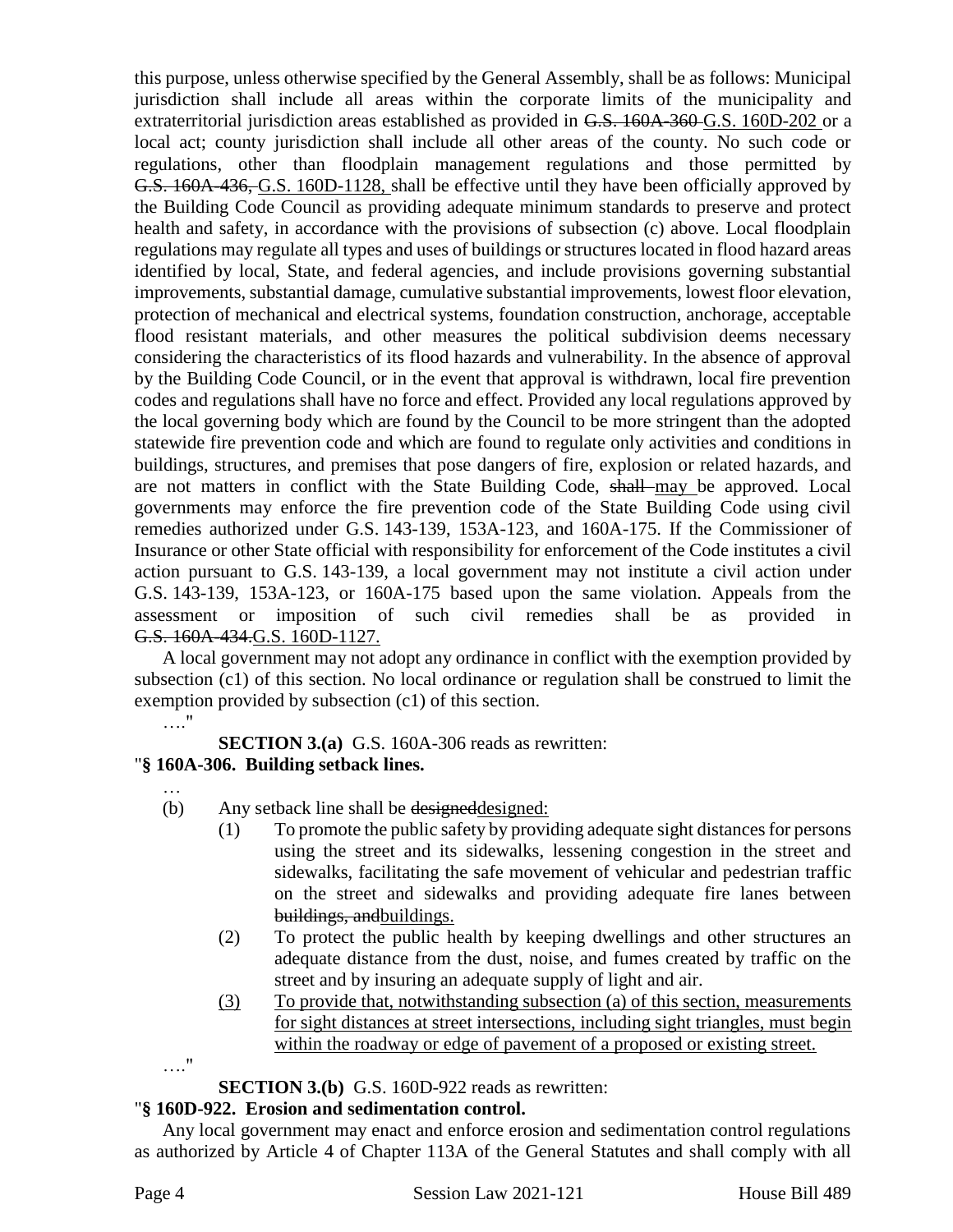this purpose, unless otherwise specified by the General Assembly, shall be as follows: Municipal jurisdiction shall include all areas within the corporate limits of the municipality and extraterritorial jurisdiction areas established as provided in ~~G.S. 160A-360~~ G.S. 160D-202 or a local act; county jurisdiction shall include all other areas of the county. No such code or regulations, other than floodplain management regulations and those permitted by ~~G.S. 160A-436,~~ G.S. 160D-1128, shall be effective until they have been officially approved by the Building Code Council as providing adequate minimum standards to preserve and protect health and safety, in accordance with the provisions of subsection (c) above. Local floodplain regulations may regulate all types and uses of buildings or structures located in flood hazard areas identified by local, State, and federal agencies, and include provisions governing substantial improvements, substantial damage, cumulative substantial improvements, lowest floor elevation, protection of mechanical and electrical systems, foundation construction, anchorage, acceptable flood resistant materials, and other measures the political subdivision deems necessary considering the characteristics of its flood hazards and vulnerability. In the absence of approval by the Building Code Council, or in the event that approval is withdrawn, local fire prevention codes and regulations shall have no force and effect. Provided any local regulations approved by the local governing body which are found by the Council to be more stringent than the adopted statewide fire prevention code and which are found to regulate only activities and conditions in buildings, structures, and premises that pose dangers of fire, explosion or related hazards, and are not matters in conflict with the State Building Code, ~~shall~~ may be approved. Local governments may enforce the fire prevention code of the State Building Code using civil remedies authorized under G.S. 143-139, 153A-123, and 160A-175. If the Commissioner of Insurance or other State official with responsibility for enforcement of the Code institutes a civil action pursuant to G.S. 143-139, a local government may not institute a civil action under G.S. 143-139, 153A-123, or 160A-175 based upon the same violation. Appeals from the assessment or imposition of such civil remedies shall be as provided in ~~G.S. 160A-434.~~G.S. 160D-1127.

A local government may not adopt any ordinance in conflict with the exemption provided by subsection (c1) of this section. No local ordinance or regulation shall be construed to limit the exemption provided by subsection (c1) of this section.

…."

**SECTION 3.(a)** G.S. 160A-306 reads as rewritten:

"**§ 160A-306. Building setback lines.**

…

(b) Any setback line shall be ~~designed~~designed:

(1) To promote the public safety by providing adequate sight distances for persons using the street and its sidewalks, lessening congestion in the street and sidewalks, facilitating the safe movement of vehicular and pedestrian traffic on the street and sidewalks and providing adequate fire lanes between ~~buildings, and~~buildings.

(2) To protect the public health by keeping dwellings and other structures an adequate distance from the dust, noise, and fumes created by traffic on the street and by insuring an adequate supply of light and air.

(3) To provide that, notwithstanding subsection (a) of this section, measurements for sight distances at street intersections, including sight triangles, must begin within the roadway or edge of pavement of a proposed or existing street.

…."

**SECTION 3.(b)** G.S. 160D-922 reads as rewritten:

"**§ 160D-922. Erosion and sedimentation control.**

Any local government may enact and enforce erosion and sedimentation control regulations as authorized by Article 4 of Chapter 113A of the General Statutes and shall comply with all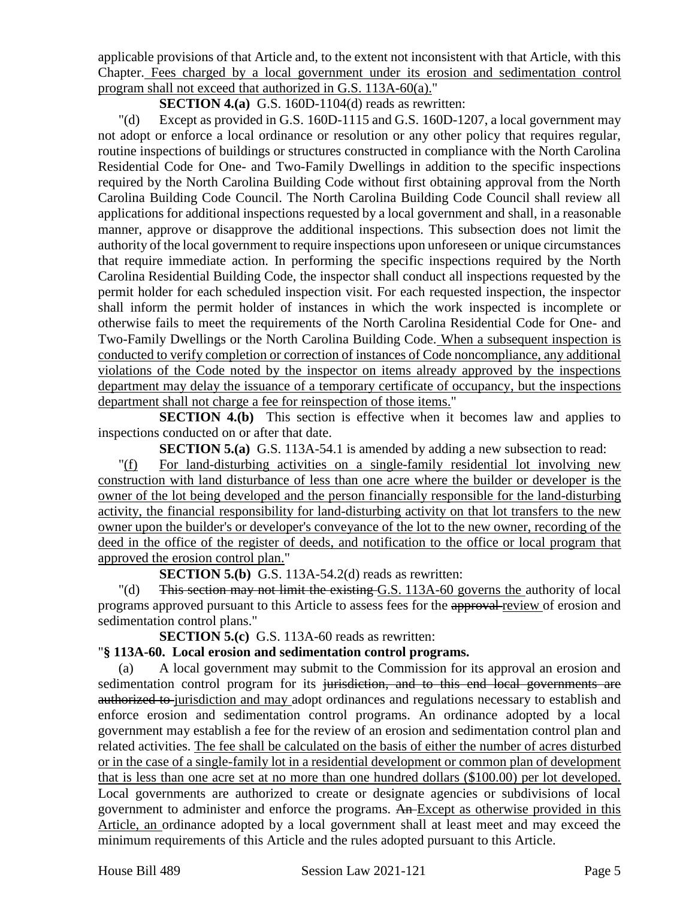applicable provisions of that Article and, to the extent not inconsistent with that Article, with this Chapter. Fees charged by a local government under its erosion and sedimentation control program shall not exceed that authorized in G.S. 113A-60(a)."

**SECTION 4.(a)** G.S. 160D-1104(d) reads as rewritten:

"(d) Except as provided in G.S. 160D-1115 and G.S. 160D-1207, a local government may not adopt or enforce a local ordinance or resolution or any other policy that requires regular, routine inspections of buildings or structures constructed in compliance with the North Carolina Residential Code for One- and Two-Family Dwellings in addition to the specific inspections required by the North Carolina Building Code without first obtaining approval from the North Carolina Building Code Council. The North Carolina Building Code Council shall review all applications for additional inspections requested by a local government and shall, in a reasonable manner, approve or disapprove the additional inspections. This subsection does not limit the authority of the local government to require inspections upon unforeseen or unique circumstances that require immediate action. In performing the specific inspections required by the North Carolina Residential Building Code, the inspector shall conduct all inspections requested by the permit holder for each scheduled inspection visit. For each requested inspection, the inspector shall inform the permit holder of instances in which the work inspected is incomplete or otherwise fails to meet the requirements of the North Carolina Residential Code for One- and Two-Family Dwellings or the North Carolina Building Code. When a subsequent inspection is conducted to verify completion or correction of instances of Code noncompliance, any additional violations of the Code noted by the inspector on items already approved by the inspections department may delay the issuance of a temporary certificate of occupancy, but the inspections department shall not charge a fee for reinspection of those items."

**SECTION 4.(b)** This section is effective when it becomes law and applies to inspections conducted on or after that date.

**SECTION 5.(a)** G.S. 113A-54.1 is amended by adding a new subsection to read:

"(f) For land-disturbing activities on a single-family residential lot involving new construction with land disturbance of less than one acre where the builder or developer is the owner of the lot being developed and the person financially responsible for the land-disturbing activity, the financial responsibility for land-disturbing activity on that lot transfers to the new owner upon the builder's or developer's conveyance of the lot to the new owner, recording of the deed in the office of the register of deeds, and notification to the office or local program that approved the erosion control plan."

**SECTION 5.(b)** G.S. 113A-54.2(d) reads as rewritten:

"(d) ~~This section may not limit the existing~~ G.S. 113A-60 governs the authority of local programs approved pursuant to this Article to assess fees for the ~~approval~~ review of erosion and sedimentation control plans."

**SECTION 5.(c)** G.S. 113A-60 reads as rewritten:

"**§ 113A-60. Local erosion and sedimentation control programs.**

(a) A local government may submit to the Commission for its approval an erosion and sedimentation control program for its ~~jurisdiction, and to this end local governments are authorized to~~ jurisdiction and may adopt ordinances and regulations necessary to establish and enforce erosion and sedimentation control programs. An ordinance adopted by a local government may establish a fee for the review of an erosion and sedimentation control plan and related activities. The fee shall be calculated on the basis of either the number of acres disturbed or in the case of a single-family lot in a residential development or common plan of development that is less than one acre set at no more than one hundred dollars ($100.00) per lot developed. Local governments are authorized to create or designate agencies or subdivisions of local government to administer and enforce the programs. ~~An~~ Except as otherwise provided in this Article, an ordinance adopted by a local government shall at least meet and may exceed the minimum requirements of this Article and the rules adopted pursuant to this Article.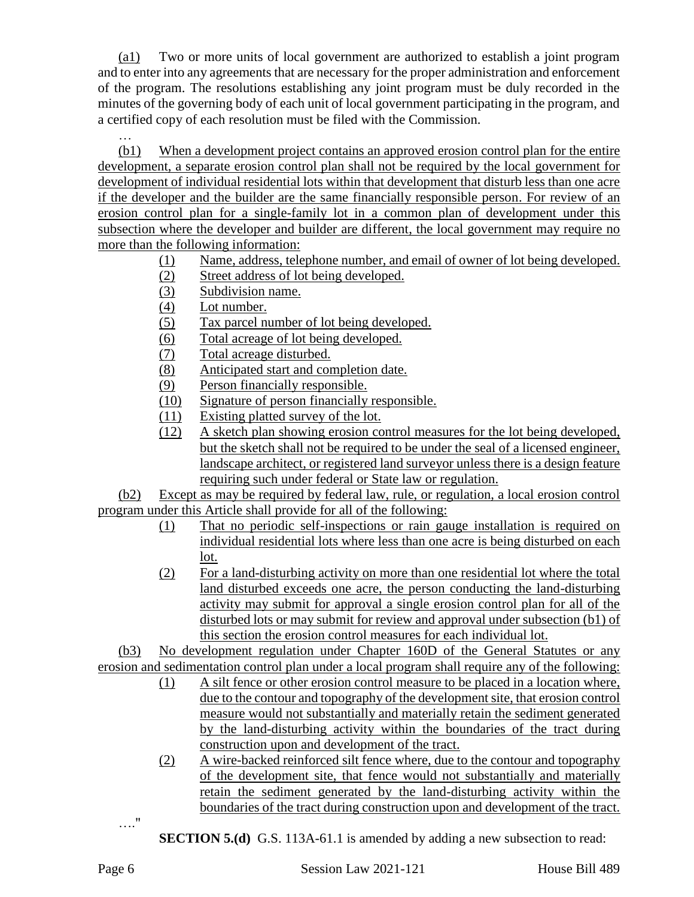(a1) Two or more units of local government are authorized to establish a joint program and to enter into any agreements that are necessary for the proper administration and enforcement of the program. The resolutions establishing any joint program must be duly recorded in the minutes of the governing body of each unit of local government participating in the program, and a certified copy of each resolution must be filed with the Commission.

…

(b1) When a development project contains an approved erosion control plan for the entire development, a separate erosion control plan shall not be required by the local government for development of individual residential lots within that development that disturb less than one acre if the developer and the builder are the same financially responsible person. For review of an erosion control plan for a single-family lot in a common plan of development under this subsection where the developer and builder are different, the local government may require no more than the following information:

- (1) Name, address, telephone number, and email of owner of lot being developed.
- (2) Street address of lot being developed.
- (3) Subdivision name.
- (4) Lot number.
- (5) Tax parcel number of lot being developed.
- (6) Total acreage of lot being developed.
- (7) Total acreage disturbed.
- (8) Anticipated start and completion date.
- (9) Person financially responsible.
- (10) Signature of person financially responsible.
- (11) Existing platted survey of the lot.
- (12) A sketch plan showing erosion control measures for the lot being developed, but the sketch shall not be required to be under the seal of a licensed engineer, landscape architect, or registered land surveyor unless there is a design feature requiring such under federal or State law or regulation.

(b2) Except as may be required by federal law, rule, or regulation, a local erosion control program under this Article shall provide for all of the following:

- (1) That no periodic self-inspections or rain gauge installation is required on individual residential lots where less than one acre is being disturbed on each lot.
- (2) For a land-disturbing activity on more than one residential lot where the total land disturbed exceeds one acre, the person conducting the land-disturbing activity may submit for approval a single erosion control plan for all of the disturbed lots or may submit for review and approval under subsection (b1) of this section the erosion control measures for each individual lot.

(b3) No development regulation under Chapter 160D of the General Statutes or any erosion and sedimentation control plan under a local program shall require any of the following:

- (1) A silt fence or other erosion control measure to be placed in a location where, due to the contour and topography of the development site, that erosion control measure would not substantially and materially retain the sediment generated by the land-disturbing activity within the boundaries of the tract during construction upon and development of the tract.
- (2) A wire-backed reinforced silt fence where, due to the contour and topography of the development site, that fence would not substantially and materially retain the sediment generated by the land-disturbing activity within the boundaries of the tract during construction upon and development of the tract.

…."

**SECTION 5.(d)** G.S. 113A-61.1 is amended by adding a new subsection to read: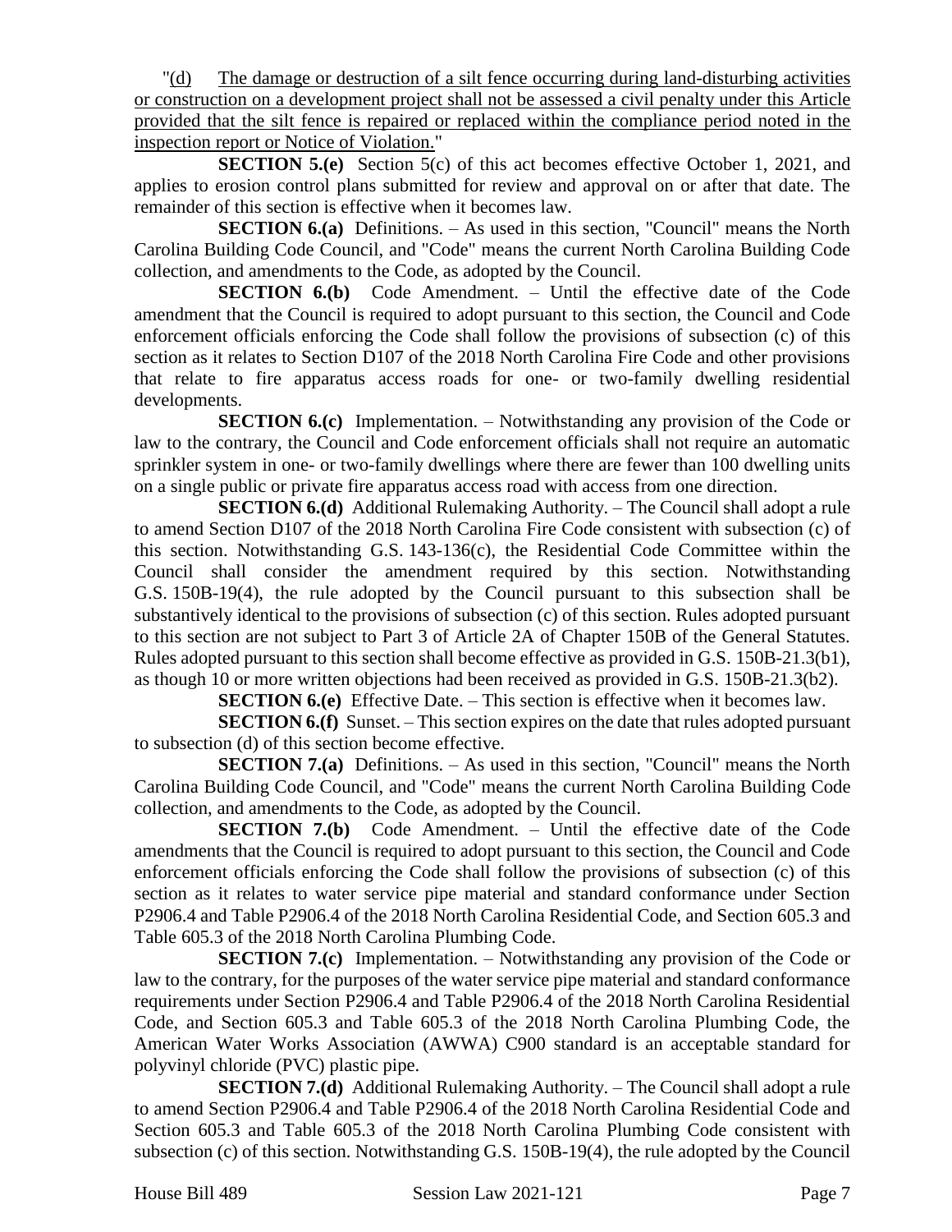"(d) The damage or destruction of a silt fence occurring during land-disturbing activities or construction on a development project shall not be assessed a civil penalty under this Article provided that the silt fence is repaired or replaced within the compliance period noted in the inspection report or Notice of Violation."

**SECTION 5.(e)** Section 5(c) of this act becomes effective October 1, 2021, and applies to erosion control plans submitted for review and approval on or after that date. The remainder of this section is effective when it becomes law.

**SECTION 6.(a)** Definitions. – As used in this section, "Council" means the North Carolina Building Code Council, and "Code" means the current North Carolina Building Code collection, and amendments to the Code, as adopted by the Council.

**SECTION 6.(b)** Code Amendment. – Until the effective date of the Code amendment that the Council is required to adopt pursuant to this section, the Council and Code enforcement officials enforcing the Code shall follow the provisions of subsection (c) of this section as it relates to Section D107 of the 2018 North Carolina Fire Code and other provisions that relate to fire apparatus access roads for one- or two-family dwelling residential developments.

**SECTION 6.(c)** Implementation. – Notwithstanding any provision of the Code or law to the contrary, the Council and Code enforcement officials shall not require an automatic sprinkler system in one- or two-family dwellings where there are fewer than 100 dwelling units on a single public or private fire apparatus access road with access from one direction.

**SECTION 6.(d)** Additional Rulemaking Authority. – The Council shall adopt a rule to amend Section D107 of the 2018 North Carolina Fire Code consistent with subsection (c) of this section. Notwithstanding G.S. 143-136(c), the Residential Code Committee within the Council shall consider the amendment required by this section. Notwithstanding G.S. 150B-19(4), the rule adopted by the Council pursuant to this subsection shall be substantively identical to the provisions of subsection (c) of this section. Rules adopted pursuant to this section are not subject to Part 3 of Article 2A of Chapter 150B of the General Statutes. Rules adopted pursuant to this section shall become effective as provided in G.S. 150B-21.3(b1), as though 10 or more written objections had been received as provided in G.S. 150B-21.3(b2).

**SECTION 6.(e)** Effective Date. – This section is effective when it becomes law.

**SECTION 6.(f)** Sunset. – This section expires on the date that rules adopted pursuant to subsection (d) of this section become effective.

**SECTION 7.(a)** Definitions. – As used in this section, "Council" means the North Carolina Building Code Council, and "Code" means the current North Carolina Building Code collection, and amendments to the Code, as adopted by the Council.

**SECTION 7.(b)** Code Amendment. – Until the effective date of the Code amendments that the Council is required to adopt pursuant to this section, the Council and Code enforcement officials enforcing the Code shall follow the provisions of subsection (c) of this section as it relates to water service pipe material and standard conformance under Section P2906.4 and Table P2906.4 of the 2018 North Carolina Residential Code, and Section 605.3 and Table 605.3 of the 2018 North Carolina Plumbing Code.

**SECTION 7.(c)** Implementation. – Notwithstanding any provision of the Code or law to the contrary, for the purposes of the water service pipe material and standard conformance requirements under Section P2906.4 and Table P2906.4 of the 2018 North Carolina Residential Code, and Section 605.3 and Table 605.3 of the 2018 North Carolina Plumbing Code, the American Water Works Association (AWWA) C900 standard is an acceptable standard for polyvinyl chloride (PVC) plastic pipe.

**SECTION 7.(d)** Additional Rulemaking Authority. – The Council shall adopt a rule to amend Section P2906.4 and Table P2906.4 of the 2018 North Carolina Residential Code and Section 605.3 and Table 605.3 of the 2018 North Carolina Plumbing Code consistent with subsection (c) of this section. Notwithstanding G.S. 150B-19(4), the rule adopted by the Council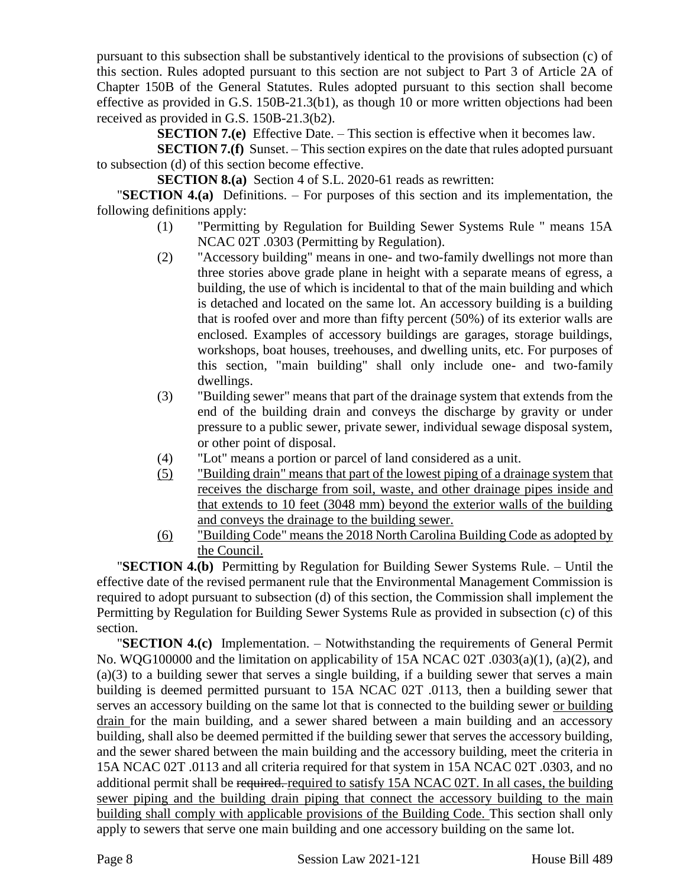pursuant to this subsection shall be substantively identical to the provisions of subsection (c) of this section. Rules adopted pursuant to this section are not subject to Part 3 of Article 2A of Chapter 150B of the General Statutes. Rules adopted pursuant to this section shall become effective as provided in G.S. 150B-21.3(b1), as though 10 or more written objections had been received as provided in G.S. 150B-21.3(b2).

**SECTION 7.(e)** Effective Date. – This section is effective when it becomes law.

**SECTION 7.(f)** Sunset. – This section expires on the date that rules adopted pursuant to subsection (d) of this section become effective.

**SECTION 8.(a)** Section 4 of S.L. 2020-61 reads as rewritten:

"**SECTION 4.(a)** Definitions. – For purposes of this section and its implementation, the following definitions apply:

(1) "Permitting by Regulation for Building Sewer Systems Rule " means 15A NCAC 02T .0303 (Permitting by Regulation).

(2) "Accessory building" means in one- and two-family dwellings not more than three stories above grade plane in height with a separate means of egress, a building, the use of which is incidental to that of the main building and which is detached and located on the same lot. An accessory building is a building that is roofed over and more than fifty percent (50%) of its exterior walls are enclosed. Examples of accessory buildings are garages, storage buildings, workshops, boat houses, treehouses, and dwelling units, etc. For purposes of this section, "main building" shall only include one- and two-family dwellings.

(3) "Building sewer" means that part of the drainage system that extends from the end of the building drain and conveys the discharge by gravity or under pressure to a public sewer, private sewer, individual sewage disposal system, or other point of disposal.

(4) "Lot" means a portion or parcel of land considered as a unit.

(5) "Building drain" means that part of the lowest piping of a drainage system that receives the discharge from soil, waste, and other drainage pipes inside and that extends to 10 feet (3048 mm) beyond the exterior walls of the building and conveys the drainage to the building sewer.

(6) "Building Code" means the 2018 North Carolina Building Code as adopted by the Council.

"**SECTION 4.(b)** Permitting by Regulation for Building Sewer Systems Rule. – Until the effective date of the revised permanent rule that the Environmental Management Commission is required to adopt pursuant to subsection (d) of this section, the Commission shall implement the Permitting by Regulation for Building Sewer Systems Rule as provided in subsection (c) of this section.

"**SECTION 4.(c)** Implementation. – Notwithstanding the requirements of General Permit No. WQG100000 and the limitation on applicability of 15A NCAC 02T .0303(a)(1), (a)(2), and (a)(3) to a building sewer that serves a single building, if a building sewer that serves a main building is deemed permitted pursuant to 15A NCAC 02T .0113, then a building sewer that serves an accessory building on the same lot that is connected to the building sewer or building drain for the main building, and a sewer shared between a main building and an accessory building, shall also be deemed permitted if the building sewer that serves the accessory building, and the sewer shared between the main building and the accessory building, meet the criteria in 15A NCAC 02T .0113 and all criteria required for that system in 15A NCAC 02T .0303, and no additional permit shall be ~~required.~~ required to satisfy 15A NCAC 02T. In all cases, the building sewer piping and the building drain piping that connect the accessory building to the main building shall comply with applicable provisions of the Building Code. This section shall only apply to sewers that serve one main building and one accessory building on the same lot.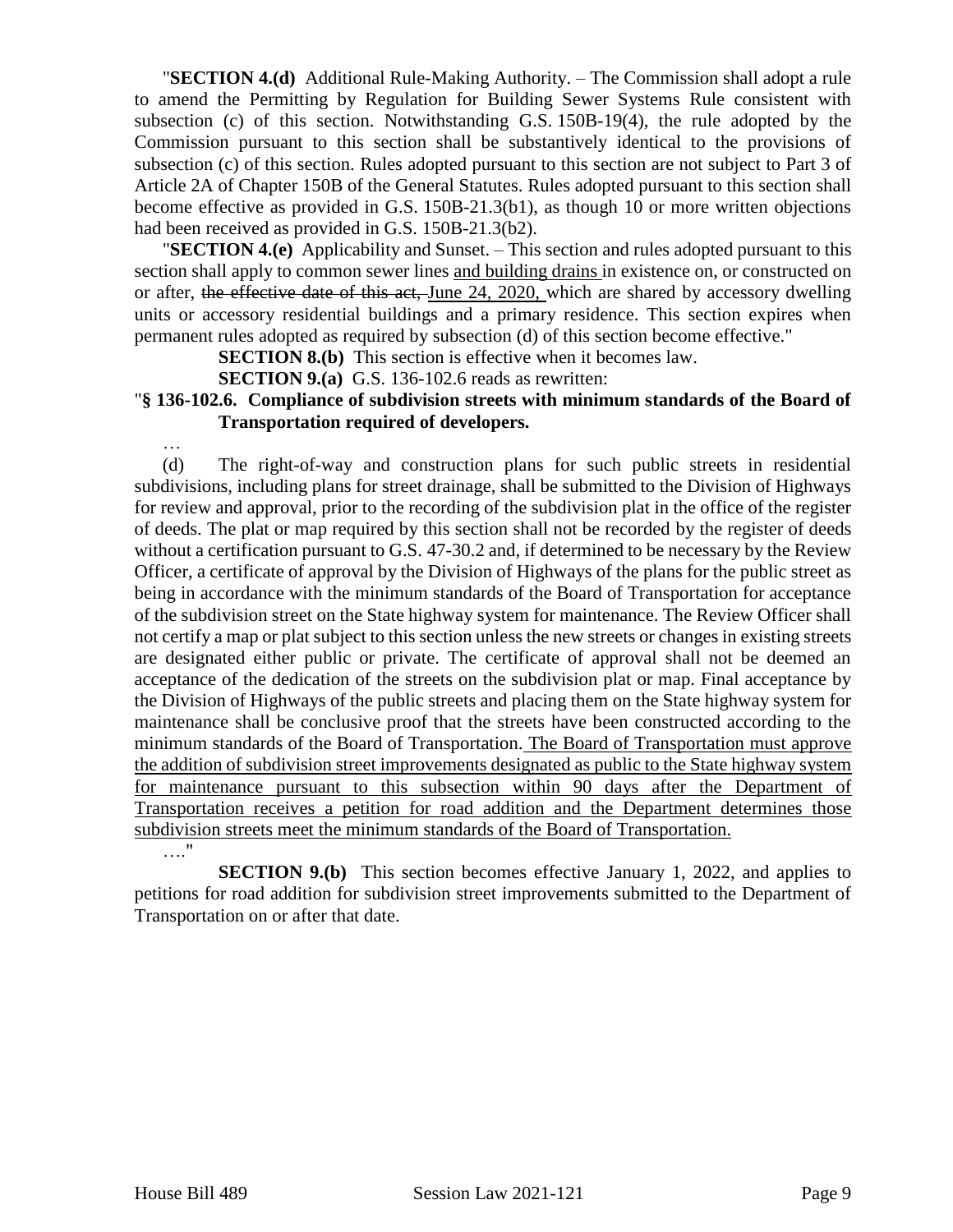"**SECTION 4.(d)** Additional Rule-Making Authority. – The Commission shall adopt a rule to amend the Permitting by Regulation for Building Sewer Systems Rule consistent with subsection (c) of this section. Notwithstanding G.S. 150B-19(4), the rule adopted by the Commission pursuant to this section shall be substantively identical to the provisions of subsection (c) of this section. Rules adopted pursuant to this section are not subject to Part 3 of Article 2A of Chapter 150B of the General Statutes. Rules adopted pursuant to this section shall become effective as provided in G.S. 150B-21.3(b1), as though 10 or more written objections had been received as provided in G.S. 150B-21.3(b2).

"**SECTION 4.(e)** Applicability and Sunset. – This section and rules adopted pursuant to this section shall apply to common sewer lines <u>and building drains</u> in existence on, or constructed on or after, ~~the effective date of this act,~~ <u>June 24, 2020,</u> which are shared by accessory dwelling units or accessory residential buildings and a primary residence. This section expires when permanent rules adopted as required by subsection (d) of this section become effective."

**SECTION 8.(b)** This section is effective when it becomes law.

**SECTION 9.(a)** G.S. 136-102.6 reads as rewritten:

"**§ 136-102.6. Compliance of subdivision streets with minimum standards of the Board of Transportation required of developers.**

…

(d) The right-of-way and construction plans for such public streets in residential subdivisions, including plans for street drainage, shall be submitted to the Division of Highways for review and approval, prior to the recording of the subdivision plat in the office of the register of deeds. The plat or map required by this section shall not be recorded by the register of deeds without a certification pursuant to G.S. 47-30.2 and, if determined to be necessary by the Review Officer, a certificate of approval by the Division of Highways of the plans for the public street as being in accordance with the minimum standards of the Board of Transportation for acceptance of the subdivision street on the State highway system for maintenance. The Review Officer shall not certify a map or plat subject to this section unless the new streets or changes in existing streets are designated either public or private. The certificate of approval shall not be deemed an acceptance of the dedication of the streets on the subdivision plat or map. Final acceptance by the Division of Highways of the public streets and placing them on the State highway system for maintenance shall be conclusive proof that the streets have been constructed according to the minimum standards of the Board of Transportation. <u>The Board of Transportation must approve the addition of subdivision street improvements designated as public to the State highway system for maintenance pursuant to this subsection within 90 days after the Department of Transportation receives a petition for road addition and the Department determines those subdivision streets meet the minimum standards of the Board of Transportation.</u>

…."

**SECTION 9.(b)** This section becomes effective January 1, 2022, and applies to petitions for road addition for subdivision street improvements submitted to the Department of Transportation on or after that date.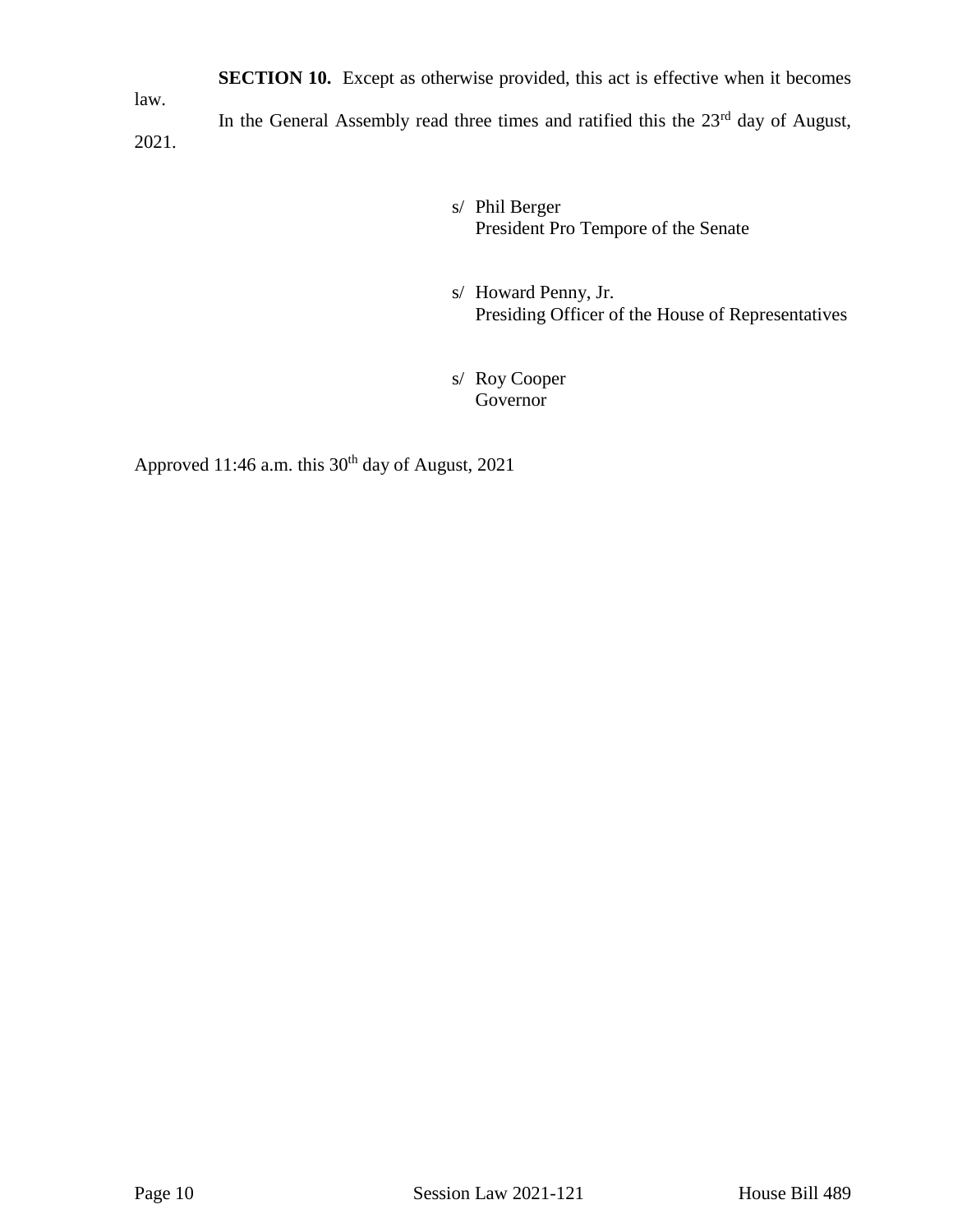**SECTION 10.** Except as otherwise provided, this act is effective when it becomes law.

In the General Assembly read three times and ratified this the 23rd day of August, 2021.

s/ Phil Berger
President Pro Tempore of the Senate

s/ Howard Penny, Jr.
Presiding Officer of the House of Representatives

s/ Roy Cooper
Governor

Approved 11:46 a.m. this 30th day of August, 2021